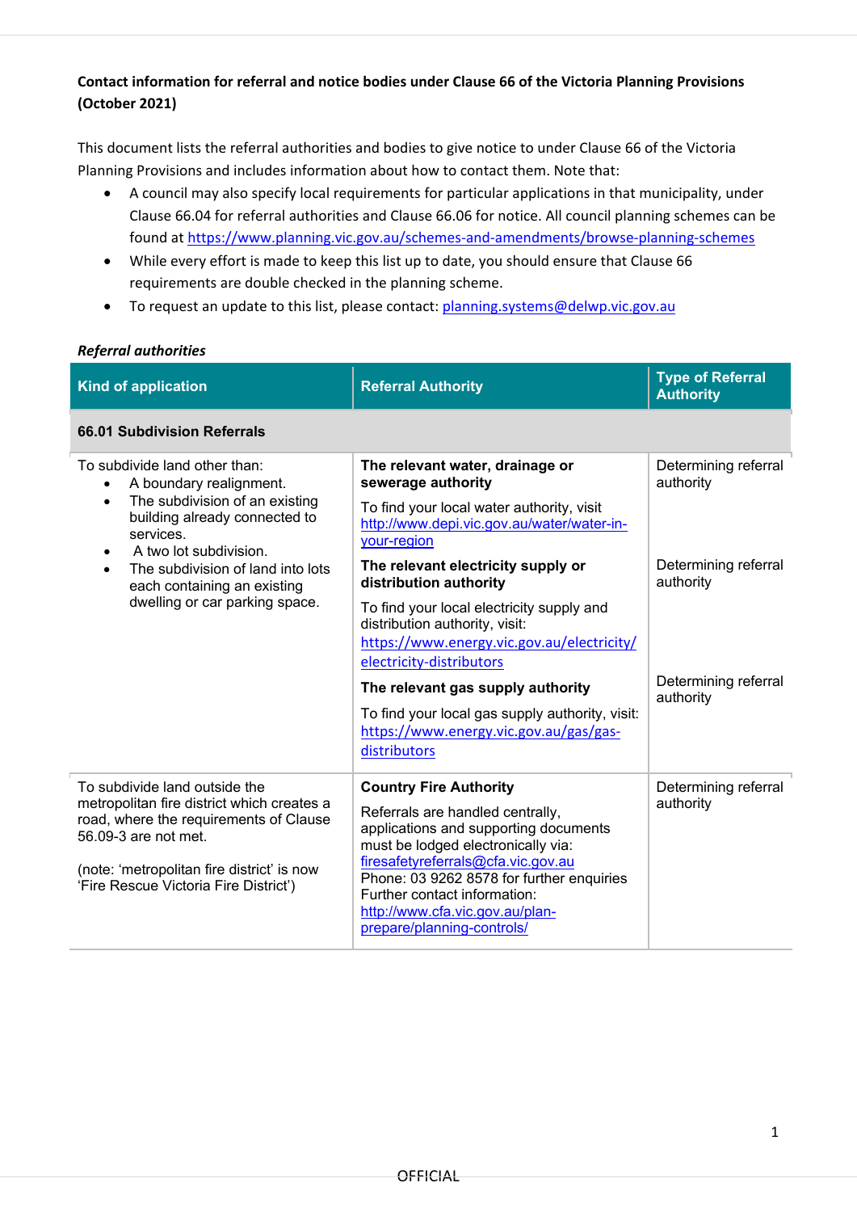**Contact information for referral and notice bodies under Clause 66 of the Victoria Planning Provisions (October 2021)**

This document lists the referral authorities and bodies to give notice to under Clause 66 of the Victoria Planning Provisions and includes information about how to contact them. Note that:

- A council may also specify local requirements for particular applications in that municipality, under Clause 66.04 for referral authorities and Clause 66.06 for notice. All council planning schemes can be found at https://www.planning.vic.gov.au/schemes-and-amendments/browse-planning-schemes
- While every effort is made to keep this list up to date, you should ensure that Clause 66 requirements are double checked in the planning scheme.
- To request an update to this list, please contact: planning.systems@delwp.vic.gov.au

***Referral authorities***

| Kind of application | Referral Authority | Type of Referral Authority |
|---|---|---|
| **66.01 Subdivision Referrals** | | |
| To subdivide land other than:<br>• A boundary realignment.<br>• The subdivision of an existing building already connected to services.<br>• A two lot subdivision.<br>• The subdivision of land into lots each containing an existing dwelling or car parking space. | **The relevant water, drainage or sewerage authority**<br>To find your local water authority, visit http://www.depi.vic.gov.au/water/water-in-your-region | Determining referral authority |
| | **The relevant electricity supply or distribution authority**<br>To find your local electricity supply and distribution authority, visit: https://www.energy.vic.gov.au/electricity/electricity-distributors | Determining referral authority |
| | **The relevant gas supply authority**<br>To find your local gas supply authority, visit: https://www.energy.vic.gov.au/gas/gas-distributors | Determining referral authority |
| To subdivide land outside the metropolitan fire district which creates a road, where the requirements of Clause 56.09-3 are not met.<br><br>(note: 'metropolitan fire district' is now 'Fire Rescue Victoria Fire District') | **Country Fire Authority**<br>Referrals are handled centrally, applications and supporting documents must be lodged electronically via: firesafetyreferrals@cfa.vic.gov.au<br>Phone: 03 9262 8578 for further enquiries<br>Further contact information: http://www.cfa.vic.gov.au/plan-prepare/planning-controls/ | Determining referral authority |

OFFICIAL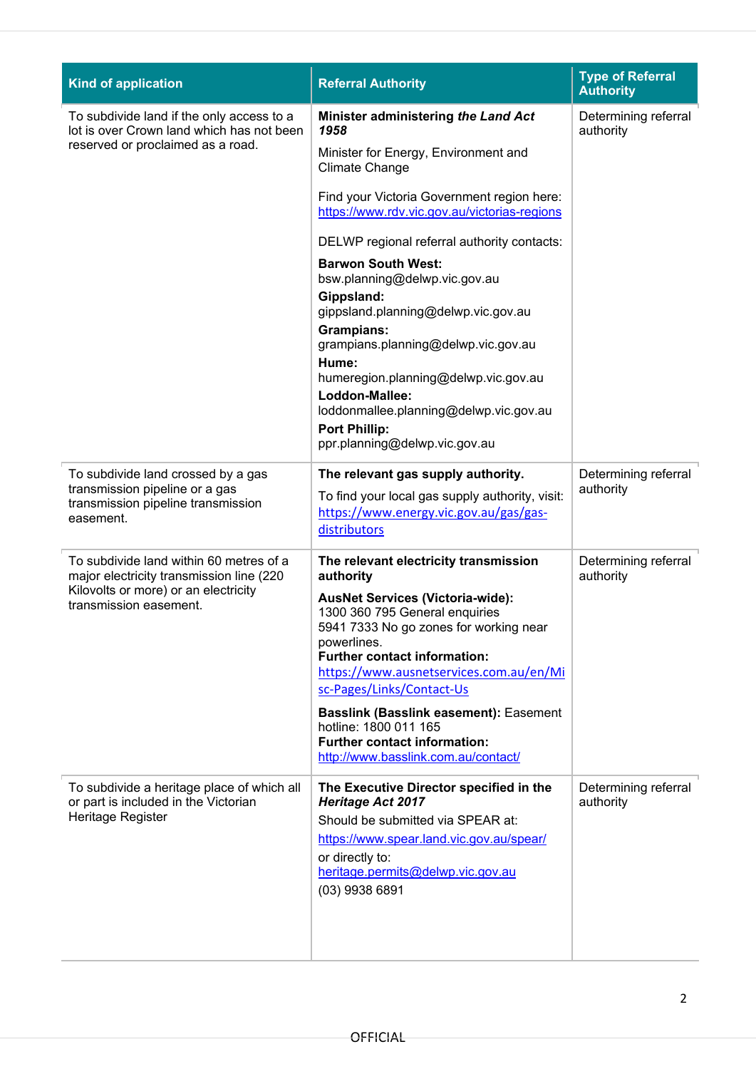| Kind of application | Referral Authority | Type of Referral Authority |
|---|---|---|
| To subdivide land if the only access to a lot is over Crown land which has not been reserved or proclaimed as a road. | **Minister administering *the Land Act 1958***<br><br>Minister for Energy, Environment and Climate Change<br><br>Find your Victoria Government region here: https://www.rdv.vic.gov.au/victorias-regions<br><br>DELWP regional referral authority contacts:<br><br>**Barwon South West:** bsw.planning@delwp.vic.gov.au<br>**Gippsland:** gippsland.planning@delwp.vic.gov.au<br>**Grampians:** grampians.planning@delwp.vic.gov.au<br>**Hume:** humeregion.planning@delwp.vic.gov.au<br>**Loddon-Mallee:** loddonmallee.planning@delwp.vic.gov.au<br>**Port Phillip:** ppr.planning@delwp.vic.gov.au | Determining referral authority |
| To subdivide land crossed by a gas transmission pipeline or a gas transmission pipeline transmission easement. | **The relevant gas supply authority.**<br><br>To find your local gas supply authority, visit: https://www.energy.vic.gov.au/gas/gas-distributors | Determining referral authority |
| To subdivide land within 60 metres of a major electricity transmission line (220 Kilovolts or more) or an electricity transmission easement. | **The relevant electricity transmission authority**<br><br>**AusNet Services (Victoria-wide):**<br>1300 360 795 General enquiries<br>5941 7333 No go zones for working near powerlines.<br>**Further contact information:** https://www.ausnetservices.com.au/en/Misc-Pages/Links/Contact-Us<br><br>**Basslink (Basslink easement):** Easement hotline: 1800 011 165<br>**Further contact information:** http://www.basslink.com.au/contact/ | Determining referral authority |
| To subdivide a heritage place of which all or part is included in the Victorian Heritage Register | **The Executive Director specified in the *Heritage Act 2017***<br><br>Should be submitted via SPEAR at:<br>https://www.spear.land.vic.gov.au/spear/<br>or directly to:<br>heritage.permits@delwp.vic.gov.au<br>(03) 9938 6891 | Determining referral authority |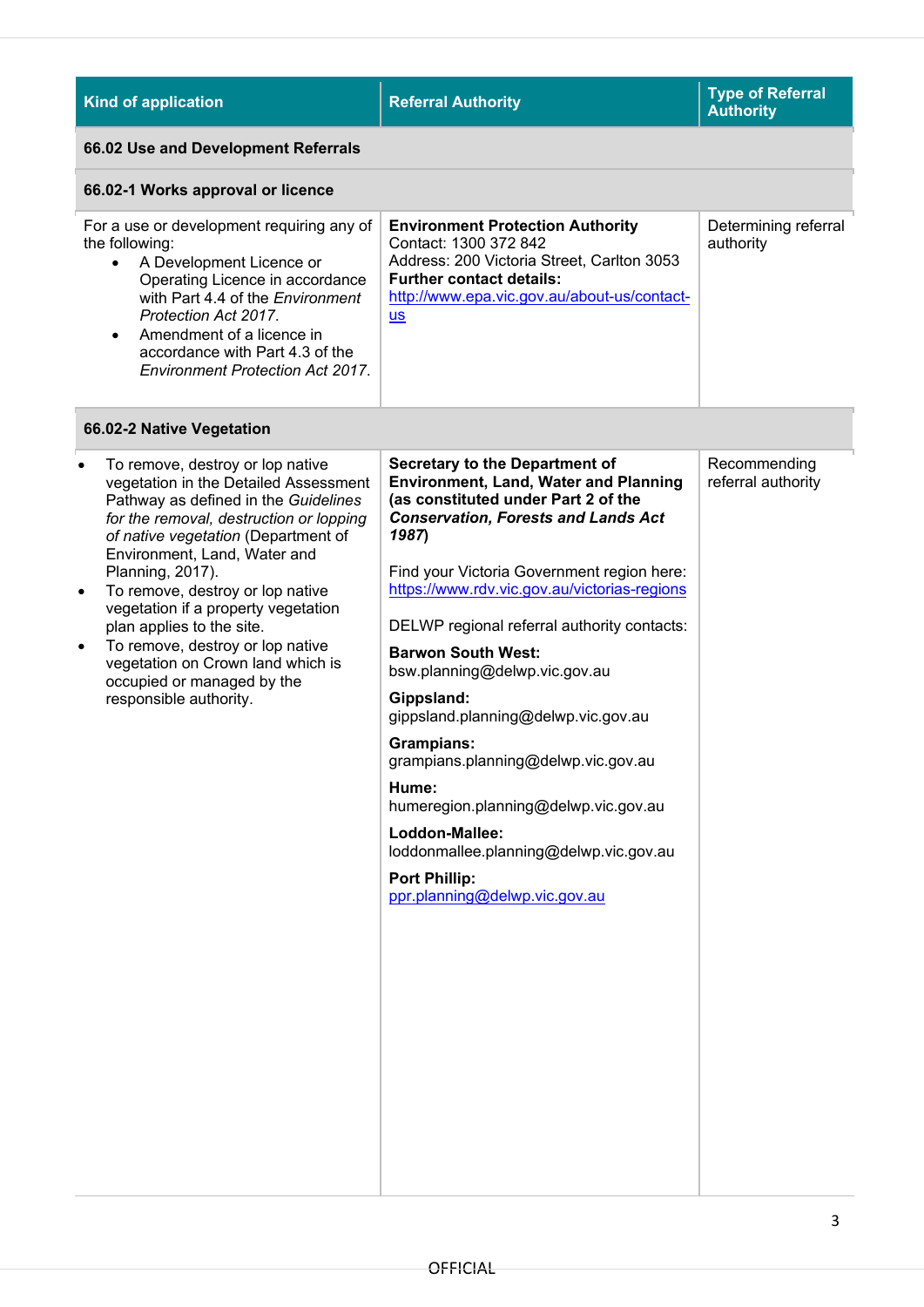| Kind of application | Referral Authority | Type of Referral Authority |
|---|---|---|
| **66.02 Use and Development Referrals** | | |
| **66.02-1 Works approval or licence** | | |
| For a use or development requiring any of the following:<br>• A Development Licence or Operating Licence in accordance with Part 4.4 of the *Environment Protection Act 2017*.<br>• Amendment of a licence in accordance with Part 4.3 of the *Environment Protection Act 2017*. | **Environment Protection Authority**<br>Contact: 1300 372 842<br>Address: 200 Victoria Street, Carlton 3053<br>**Further contact details:**<br>http://www.epa.vic.gov.au/about-us/contact-us | Determining referral authority |
| **66.02-2 Native Vegetation** | | |
| • To remove, destroy or lop native vegetation in the Detailed Assessment Pathway as defined in the *Guidelines for the removal, destruction or lopping of native vegetation* (Department of Environment, Land, Water and Planning, 2017).<br>• To remove, destroy or lop native vegetation if a property vegetation plan applies to the site.<br>• To remove, destroy or lop native vegetation on Crown land which is occupied or managed by the responsible authority. | **Secretary to the Department of Environment, Land, Water and Planning (as constituted under Part 2 of the *Conservation, Forests and Lands Act 1987*)**<br><br>Find your Victoria Government region here: https://www.rdv.vic.gov.au/victorias-regions<br><br>DELWP regional referral authority contacts:<br><br>**Barwon South West:**<br>bsw.planning@delwp.vic.gov.au<br><br>**Gippsland:**<br>gippsland.planning@delwp.vic.gov.au<br><br>**Grampians:**<br>grampians.planning@delwp.vic.gov.au<br><br>**Hume:**<br>humeregion.planning@delwp.vic.gov.au<br><br>**Loddon-Mallee:**<br>loddonmallee.planning@delwp.vic.gov.au<br><br>**Port Phillip:**<br>ppr.planning@delwp.vic.gov.au | Recommending referral authority |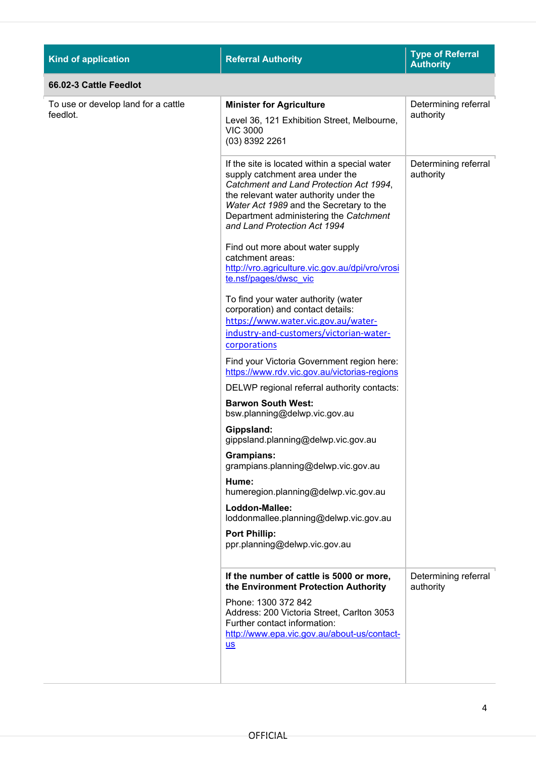| Kind of application | Referral Authority | Type of Referral Authority |
|---|---|---|
| **66.02-3 Cattle Feedlot** | | |
| To use or develop land for a cattle feedlot. | **Minister for Agriculture**<br><br>Level 36, 121 Exhibition Street, Melbourne, VIC 3000<br>(03) 8392 2261 | Determining referral authority |
| | If the site is located within a special water supply catchment area under the *Catchment and Land Protection Act 1994*, the relevant water authority under the *Water Act 1989* and the Secretary to the Department administering the *Catchment and Land Protection Act 1994*<br><br>Find out more about water supply catchment areas: http://vro.agriculture.vic.gov.au/dpi/vro/vrosite.nsf/pages/dwsc_vic<br><br>To find your water authority (water corporation) and contact details: https://www.water.vic.gov.au/water-industry-and-customers/victorian-water-corporations<br><br>Find your Victoria Government region here: https://www.rdv.vic.gov.au/victorias-regions<br><br>DELWP regional referral authority contacts:<br><br>**Barwon South West:** bsw.planning@delwp.vic.gov.au<br><br>**Gippsland:** gippsland.planning@delwp.vic.gov.au<br><br>**Grampians:** grampians.planning@delwp.vic.gov.au<br><br>**Hume:** humeregion.planning@delwp.vic.gov.au<br><br>**Loddon-Mallee:** loddonmallee.planning@delwp.vic.gov.au<br><br>**Port Phillip:** ppr.planning@delwp.vic.gov.au | Determining referral authority |
| | **If the number of cattle is 5000 or more, the Environment Protection Authority**<br><br>Phone: 1300 372 842<br>Address: 200 Victoria Street, Carlton 3053<br>Further contact information: http://www.epa.vic.gov.au/about-us/contact-us | Determining referral authority |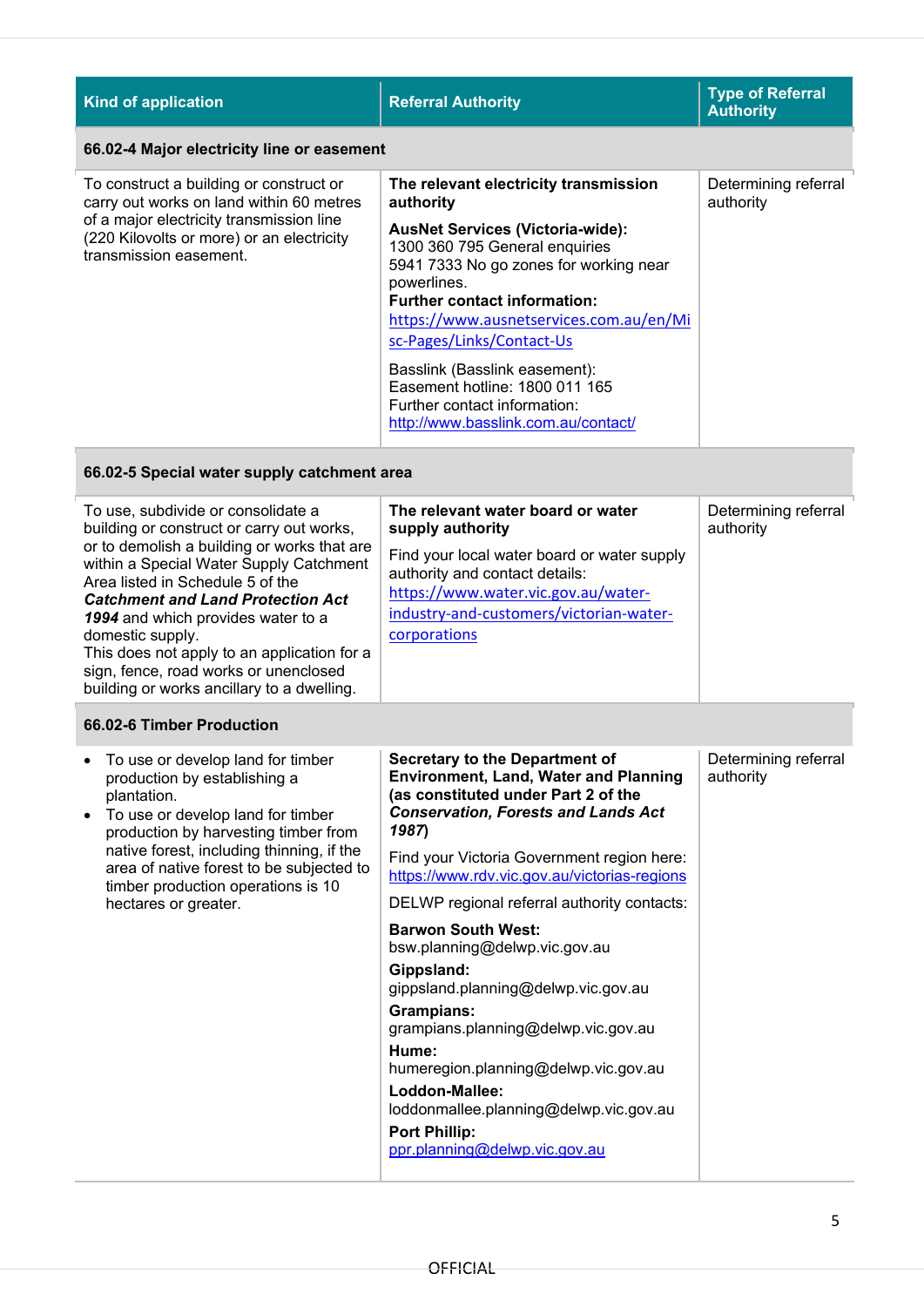| Kind of application | Referral Authority | Type of Referral Authority |
|---|---|---|
| **66.02-4 Major electricity line or easement** | | |
| To construct a building or construct or carry out works on land within 60 metres of a major electricity transmission line (220 Kilovolts or more) or an electricity transmission easement. | **The relevant electricity transmission authority**<br><br>**AusNet Services (Victoria-wide):**<br>1300 360 795 General enquiries<br>5941 7333 No go zones for working near powerlines.<br>**Further contact information:**<br>https://www.ausnetservices.com.au/en/Misc-Pages/Links/Contact-Us<br><br>Basslink (Basslink easement):<br>Easement hotline: 1800 011 165<br>Further contact information:<br>http://www.basslink.com.au/contact/ | Determining referral authority |
| **66.02-5 Special water supply catchment area** | | |
| To use, subdivide or consolidate a building or construct or carry out works, or to demolish a building or works that are within a Special Water Supply Catchment Area listed in Schedule 5 of the ***Catchment and Land Protection Act 1994*** and which provides water to a domestic supply.<br>This does not apply to an application for a sign, fence, road works or unenclosed building or works ancillary to a dwelling. | **The relevant water board or water supply authority**<br><br>Find your local water board or water supply authority and contact details:<br>https://www.water.vic.gov.au/water-industry-and-customers/victorian-water-corporations | Determining referral authority |
| **66.02-6 Timber Production** | | |
| • To use or develop land for timber production by establishing a plantation.<br>• To use or develop land for timber production by harvesting timber from native forest, including thinning, if the area of native forest to be subjected to timber production operations is 10 hectares or greater. | **Secretary to the Department of Environment, Land, Water and Planning (as constituted under Part 2 of the *Conservation, Forests and Lands Act 1987*)**<br><br>Find your Victoria Government region here:<br>https://www.rdv.vic.gov.au/victorias-regions<br><br>DELWP regional referral authority contacts:<br><br>**Barwon South West:**<br>bsw.planning@delwp.vic.gov.au<br>**Gippsland:**<br>gippsland.planning@delwp.vic.gov.au<br>**Grampians:**<br>grampians.planning@delwp.vic.gov.au<br>**Hume:**<br>humeregion.planning@delwp.vic.gov.au<br>**Loddon-Mallee:**<br>loddonmallee.planning@delwp.vic.gov.au<br>**Port Phillip:**<br>ppr.planning@delwp.vic.gov.au | Determining referral authority |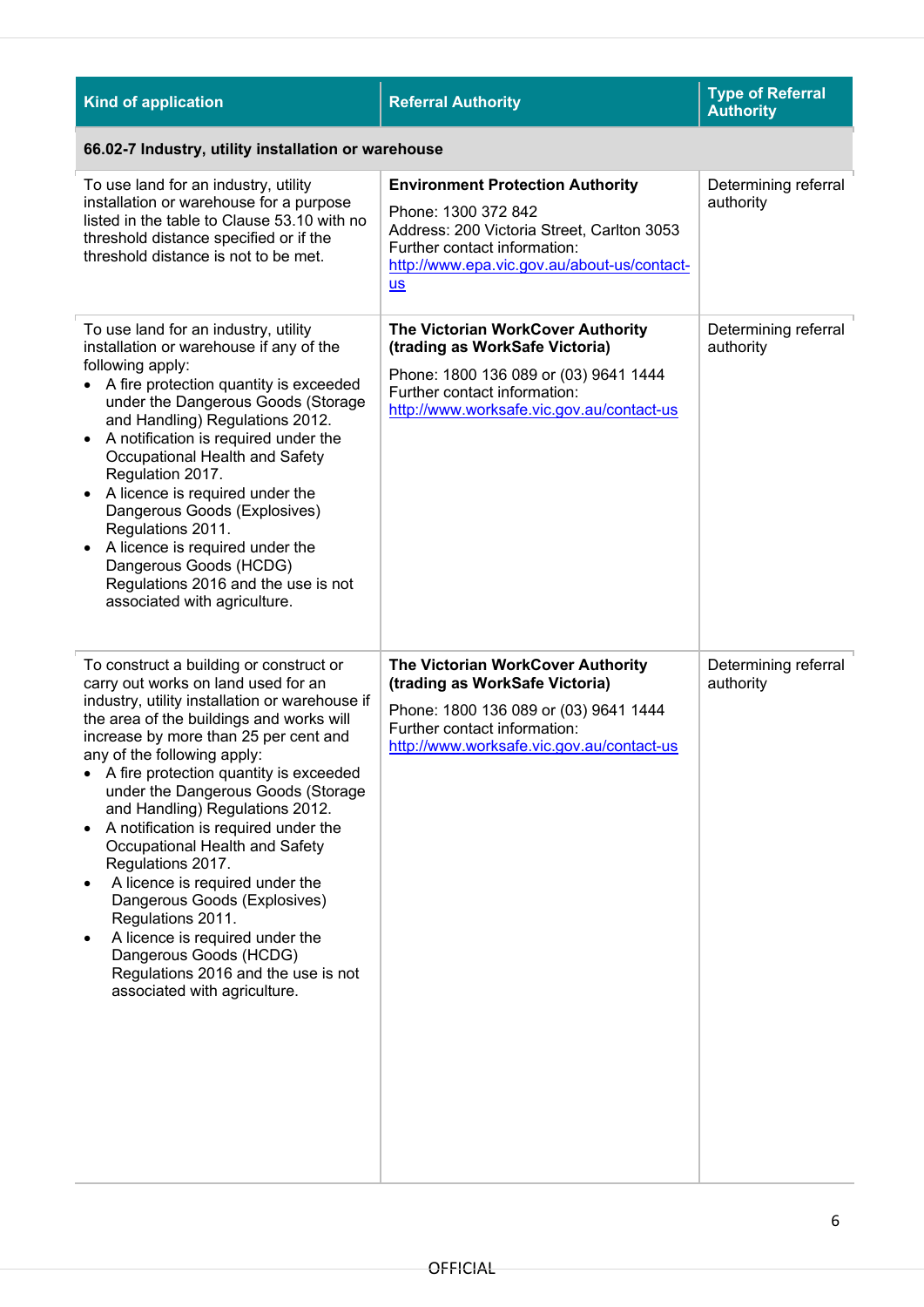| Kind of application | Referral Authority | Type of Referral Authority |
|---|---|---|
| **66.02-7 Industry, utility installation or warehouse** | | |
| To use land for an industry, utility installation or warehouse for a purpose listed in the table to Clause 53.10 with no threshold distance specified or if the threshold distance is not to be met. | **Environment Protection Authority**<br>Phone: 1300 372 842<br>Address: 200 Victoria Street, Carlton 3053<br>Further contact information:<br>http://www.epa.vic.gov.au/about-us/contact-us | Determining referral authority |
| To use land for an industry, utility installation or warehouse if any of the following apply:<br>• A fire protection quantity is exceeded under the Dangerous Goods (Storage and Handling) Regulations 2012.<br>• A notification is required under the Occupational Health and Safety Regulation 2017.<br>• A licence is required under the Dangerous Goods (Explosives) Regulations 2011.<br>• A licence is required under the Dangerous Goods (HCDG) Regulations 2016 and the use is not associated with agriculture. | **The Victorian WorkCover Authority (trading as WorkSafe Victoria)**<br>Phone: 1800 136 089 or (03) 9641 1444<br>Further contact information:<br>http://www.worksafe.vic.gov.au/contact-us | Determining referral authority |
| To construct a building or construct or carry out works on land used for an industry, utility installation or warehouse if the area of the buildings and works will increase by more than 25 per cent and any of the following apply:<br>• A fire protection quantity is exceeded under the Dangerous Goods (Storage and Handling) Regulations 2012.<br>• A notification is required under the Occupational Health and Safety Regulations 2017.<br>• A licence is required under the Dangerous Goods (Explosives) Regulations 2011.<br>• A licence is required under the Dangerous Goods (HCDG) Regulations 2016 and the use is not associated with agriculture. | **The Victorian WorkCover Authority (trading as WorkSafe Victoria)**<br>Phone: 1800 136 089 or (03) 9641 1444<br>Further contact information:<br>http://www.worksafe.vic.gov.au/contact-us | Determining referral authority |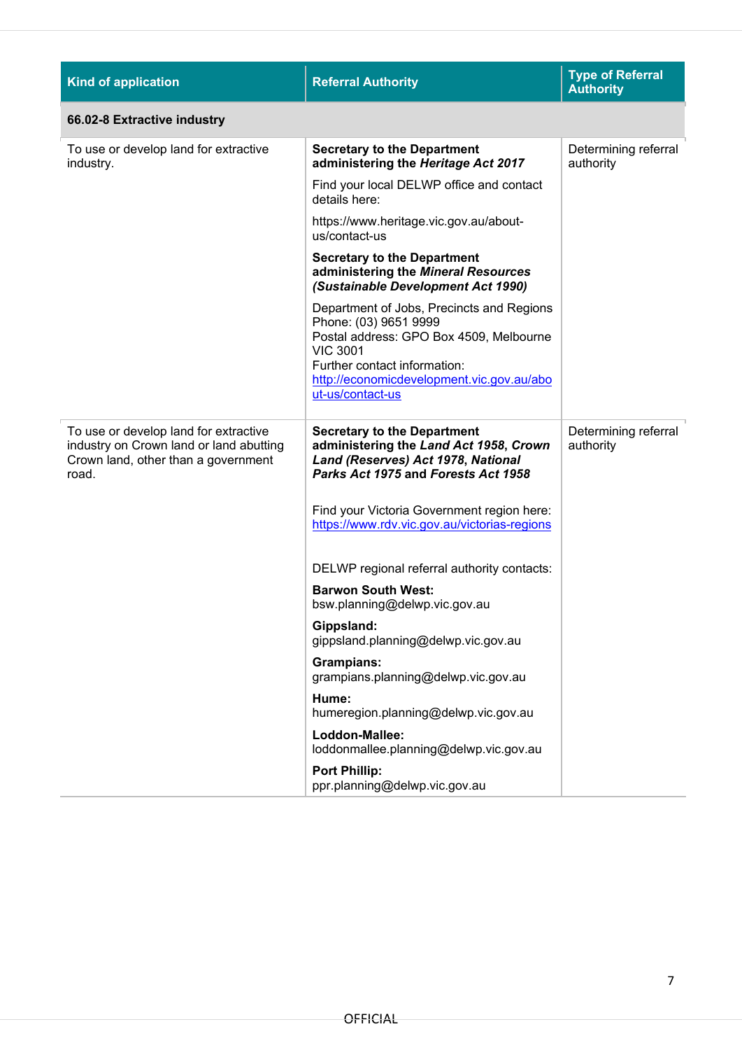| Kind of application | Referral Authority | Type of Referral Authority |
|---|---|---|
| **66.02-8 Extractive industry** | | |
| To use or develop land for extractive industry. | **Secretary to the Department administering the *Heritage Act 2017***<br><br>Find your local DELWP office and contact details here:<br><br>https://www.heritage.vic.gov.au/about-us/contact-us<br><br>**Secretary to the Department administering the *Mineral Resources (Sustainable Development Act 1990)***<br><br>Department of Jobs, Precincts and Regions<br>Phone: (03) 9651 9999<br>Postal address: GPO Box 4509, Melbourne VIC 3001<br>Further contact information:<br>[http://economicdevelopment.vic.gov.au/about-us/contact-us](http://economicdevelopment.vic.gov.au/about-us/contact-us) | Determining referral authority |
| To use or develop land for extractive industry on Crown land or land abutting Crown land, other than a government road. | **Secretary to the Department administering the *Land Act 1958*, *Crown Land (Reserves) Act 1978*, *National Parks Act 1975* and *Forests Act 1958***<br><br>Find your Victoria Government region here: [https://www.rdv.vic.gov.au/victorias-regions](https://www.rdv.vic.gov.au/victorias-regions)<br><br>DELWP regional referral authority contacts:<br><br>**Barwon South West:**<br>bsw.planning@delwp.vic.gov.au<br><br>**Gippsland:**<br>gippsland.planning@delwp.vic.gov.au<br><br>**Grampians:**<br>grampians.planning@delwp.vic.gov.au<br><br>**Hume:**<br>humeregion.planning@delwp.vic.gov.au<br><br>**Loddon-Mallee:**<br>loddonmallee.planning@delwp.vic.gov.au<br><br>**Port Phillip:**<br>ppr.planning@delwp.vic.gov.au | Determining referral authority |

OFFICIAL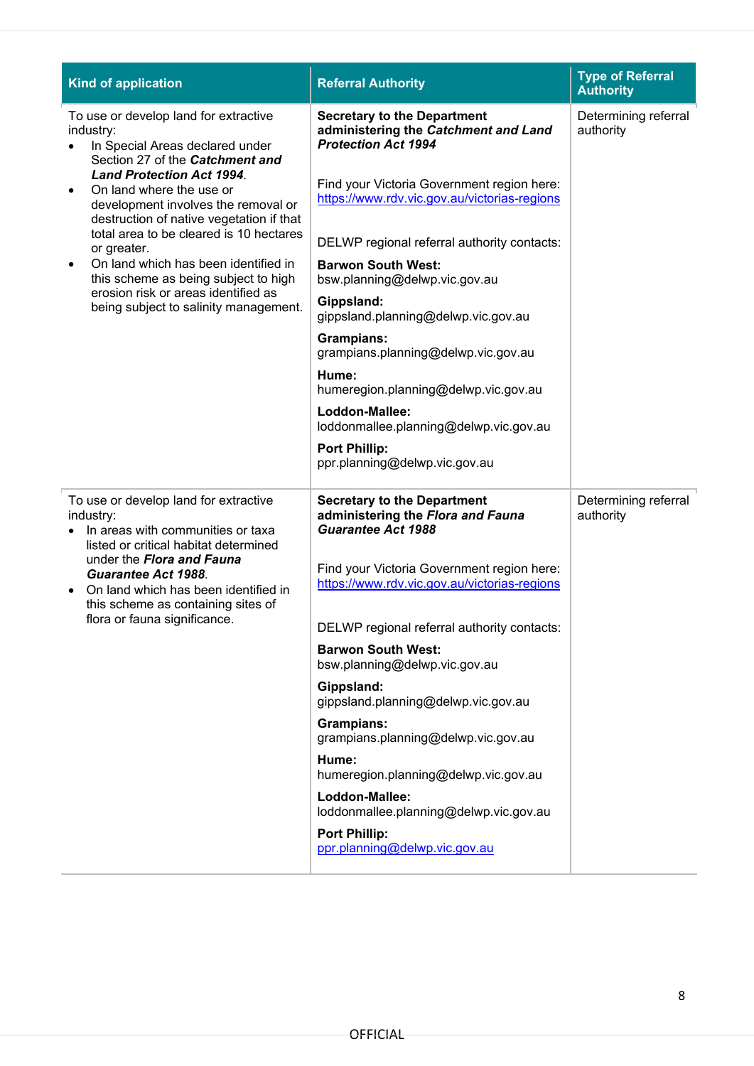| Kind of application | Referral Authority | Type of Referral Authority |
| --- | --- | --- |
| To use or develop land for extractive industry:<br>• In Special Areas declared under Section 27 of the ***Catchment and Land Protection Act 1994***.<br>• On land where the use or development involves the removal or destruction of native vegetation if that total area to be cleared is 10 hectares or greater.<br>• On land which has been identified in this scheme as being subject to high erosion risk or areas identified as being subject to salinity management. | **Secretary to the Department administering the *Catchment and Land Protection Act 1994***<br><br>Find your Victoria Government region here: https://www.rdv.vic.gov.au/victorias-regions<br><br>DELWP regional referral authority contacts:<br>**Barwon South West:** bsw.planning@delwp.vic.gov.au<br>**Gippsland:** gippsland.planning@delwp.vic.gov.au<br>**Grampians:** grampians.planning@delwp.vic.gov.au<br>**Hume:** humeregion.planning@delwp.vic.gov.au<br>**Loddon-Mallee:** loddonmallee.planning@delwp.vic.gov.au<br>**Port Phillip:** ppr.planning@delwp.vic.gov.au | Determining referral authority |
| To use or develop land for extractive industry:<br>• In areas with communities or taxa listed or critical habitat determined under the ***Flora and Fauna Guarantee Act 1988***.<br>• On land which has been identified in this scheme as containing sites of flora or fauna significance. | **Secretary to the Department administering the *Flora and Fauna Guarantee Act 1988***<br><br>Find your Victoria Government region here: https://www.rdv.vic.gov.au/victorias-regions<br><br>DELWP regional referral authority contacts:<br>**Barwon South West:** bsw.planning@delwp.vic.gov.au<br>**Gippsland:** gippsland.planning@delwp.vic.gov.au<br>**Grampians:** grampians.planning@delwp.vic.gov.au<br>**Hume:** humeregion.planning@delwp.vic.gov.au<br>**Loddon-Mallee:** loddonmallee.planning@delwp.vic.gov.au<br>**Port Phillip:** ppr.planning@delwp.vic.gov.au | Determining referral authority |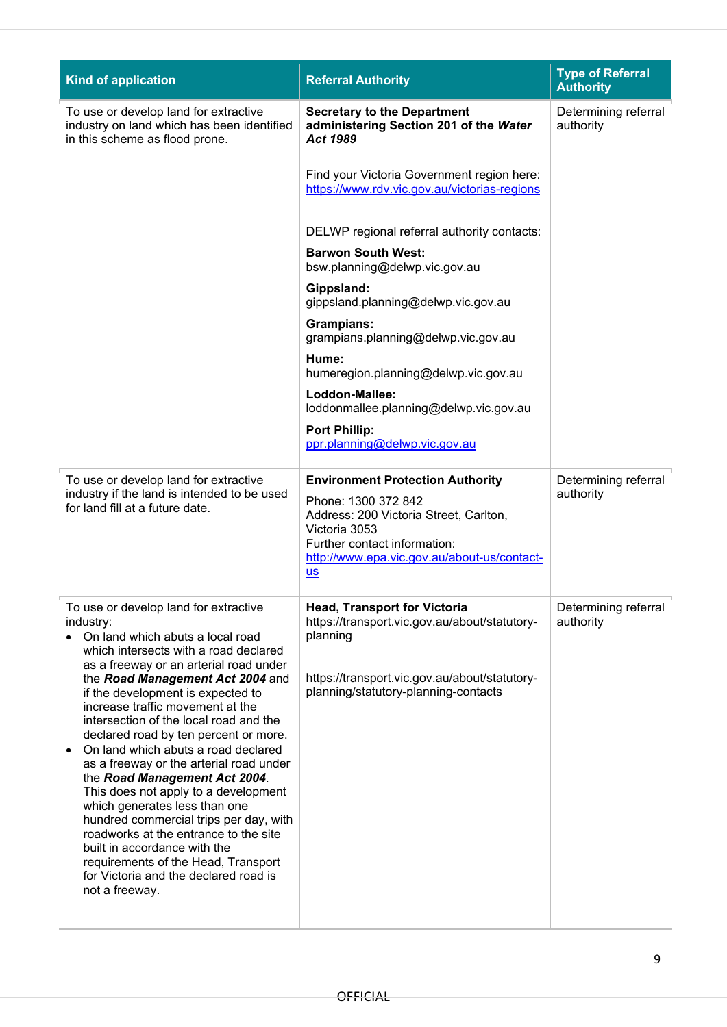| Kind of application | Referral Authority | Type of Referral Authority |
|---|---|---|
| To use or develop land for extractive industry on land which has been identified in this scheme as flood prone. | **Secretary to the Department administering Section 201 of the *Water Act 1989*** <br><br> Find your Victoria Government region here: https://www.rdv.vic.gov.au/victorias-regions <br><br> DELWP regional referral authority contacts: <br> **Barwon South West:** bsw.planning@delwp.vic.gov.au <br> **Gippsland:** gippsland.planning@delwp.vic.gov.au <br> **Grampians:** grampians.planning@delwp.vic.gov.au <br> **Hume:** humeregion.planning@delwp.vic.gov.au <br> **Loddon-Mallee:** loddonmallee.planning@delwp.vic.gov.au <br> **Port Phillip:** ppr.planning@delwp.vic.gov.au | Determining referral authority |
| To use or develop land for extractive industry if the land is intended to be used for land fill at a future date. | **Environment Protection Authority** <br> Phone: 1300 372 842 <br> Address: 200 Victoria Street, Carlton, Victoria 3053 <br> Further contact information: http://www.epa.vic.gov.au/about-us/contact-us | Determining referral authority |
| To use or develop land for extractive industry: <br> • On land which abuts a local road which intersects with a road declared as a freeway or an arterial road under the ***Road Management Act 2004*** and if the development is expected to increase traffic movement at the intersection of the local road and the declared road by ten percent or more. <br> • On land which abuts a road declared as a freeway or the arterial road under the ***Road Management Act 2004***. This does not apply to a development which generates less than one hundred commercial trips per day, with roadworks at the entrance to the site built in accordance with the requirements of the Head, Transport for Victoria and the declared road is not a freeway. | **Head, Transport for Victoria** <br> https://transport.vic.gov.au/about/statutory-planning <br><br> https://transport.vic.gov.au/about/statutory-planning/statutory-planning-contacts | Determining referral authority |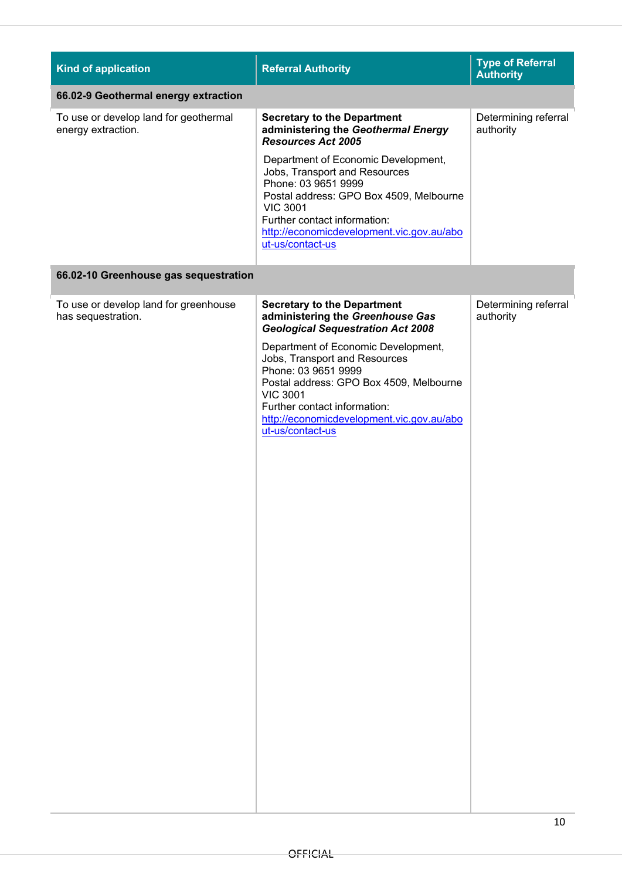| Kind of application | Referral Authority | Type of Referral Authority |
|---|---|---|
| **66.02-9 Geothermal energy extraction** | | |
| To use or develop land for geothermal energy extraction. | **Secretary to the Department administering the *Geothermal Energy Resources Act 2005*** <br><br> Department of Economic Development, Jobs, Transport and Resources <br> Phone: 03 9651 9999 <br> Postal address: GPO Box 4509, Melbourne VIC 3001 <br> Further contact information: <br> [http://economicdevelopment.vic.gov.au/about-us/contact-us](http://economicdevelopment.vic.gov.au/about-us/contact-us) | Determining referral authority |
| **66.02-10 Greenhouse gas sequestration** | | |
| To use or develop land for greenhouse has sequestration. | **Secretary to the Department administering the *Greenhouse Gas Geological Sequestration Act 2008*** <br><br> Department of Economic Development, Jobs, Transport and Resources <br> Phone: 03 9651 9999 <br> Postal address: GPO Box 4509, Melbourne VIC 3001 <br> Further contact information: <br> [http://economicdevelopment.vic.gov.au/about-us/contact-us](http://economicdevelopment.vic.gov.au/about-us/contact-us) | Determining referral authority |

OFFICIAL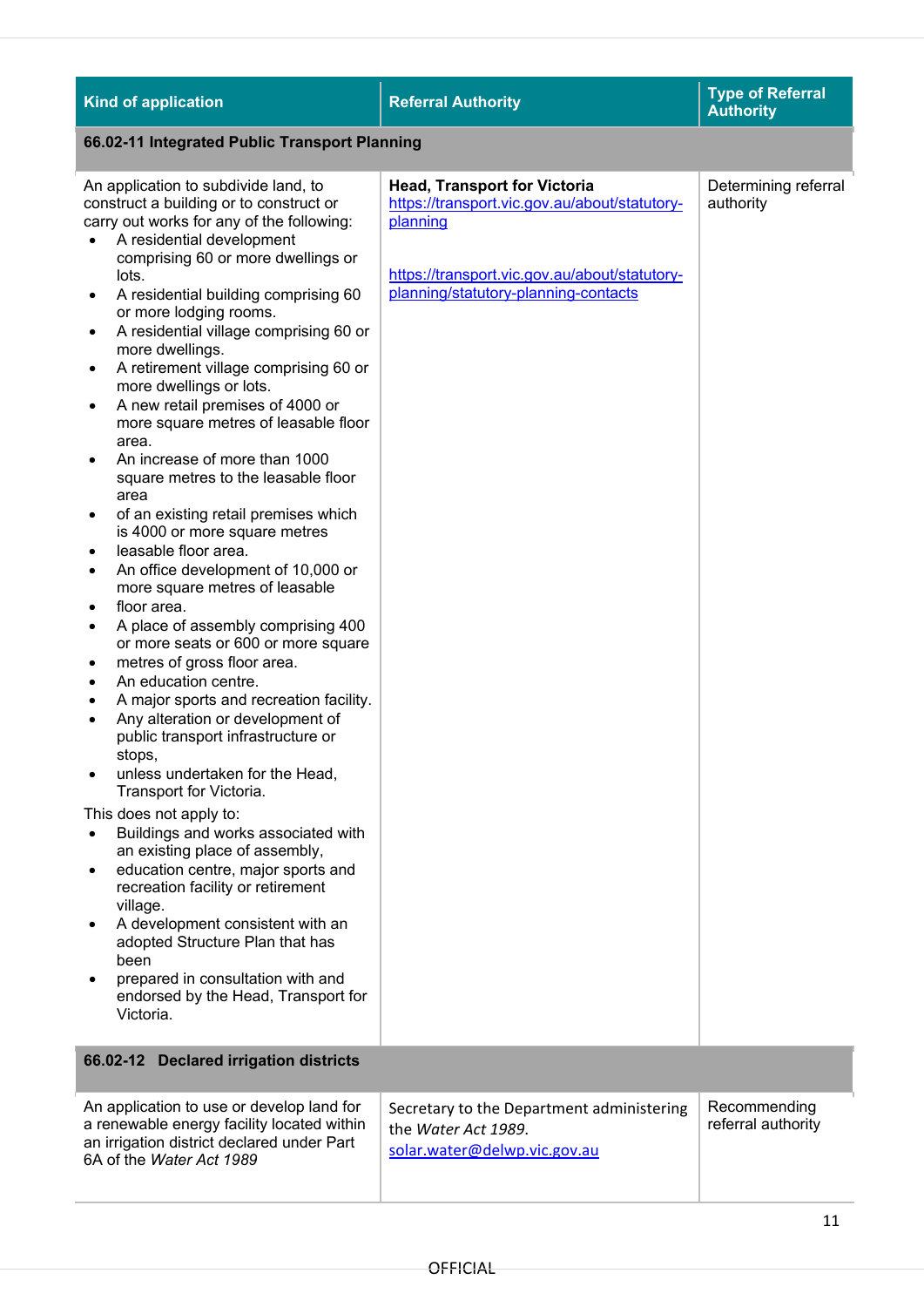| Kind of application | Referral Authority | Type of Referral Authority |
|---|---|---|
| **66.02-11 Integrated Public Transport Planning** | | |
| An application to subdivide land, to construct a building or to construct or carry out works for any of the following:<br>• A residential development comprising 60 or more dwellings or lots.<br>• A residential building comprising 60 or more lodging rooms.<br>• A residential village comprising 60 or more dwellings.<br>• A retirement village comprising 60 or more dwellings or lots.<br>• A new retail premises of 4000 or more square metres of leasable floor area.<br>• An increase of more than 1000 square metres to the leasable floor area<br>• of an existing retail premises which is 4000 or more square metres<br>• leasable floor area.<br>• An office development of 10,000 or more square metres of leasable<br>• floor area.<br>• A place of assembly comprising 400 or more seats or 600 or more square<br>• metres of gross floor area.<br>• An education centre.<br>• A major sports and recreation facility.<br>• Any alteration or development of public transport infrastructure or stops,<br>• unless undertaken for the Head, Transport for Victoria.<br>This does not apply to:<br>• Buildings and works associated with an existing place of assembly,<br>• education centre, major sports and recreation facility or retirement village.<br>• A development consistent with an adopted Structure Plan that has been<br>• prepared in consultation with and endorsed by the Head, Transport for Victoria. | **Head, Transport for Victoria**<br>https://transport.vic.gov.au/about/statutory-planning<br><br>https://transport.vic.gov.au/about/statutory-planning/statutory-planning-contacts | Determining referral authority |
| **66.02-12 Declared irrigation districts** | | |
| An application to use or develop land for a renewable energy facility located within an irrigation district declared under Part 6A of the *Water Act 1989* | Secretary to the Department administering the *Water Act 1989*.<br>solar.water@delwp.vic.gov.au | Recommending referral authority |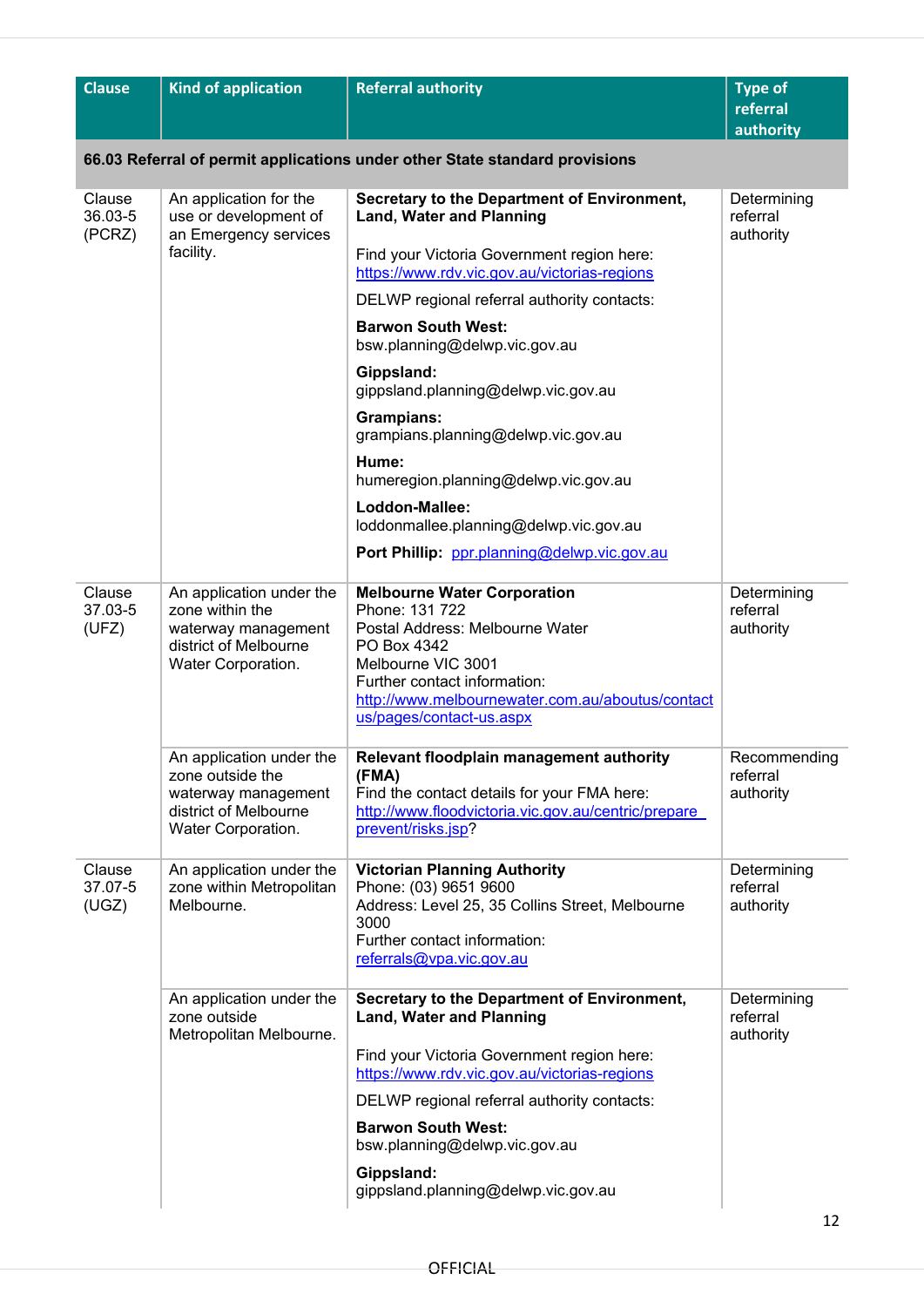| Clause | Kind of application | Referral authority | Type of referral authority |
|---|---|---|---|
| **66.03 Referral of permit applications under other State standard provisions** | | | |
| Clause 36.03-5 (PCRZ) | An application for the use or development of an Emergency services facility. | **Secretary to the Department of Environment, Land, Water and Planning**<br><br>Find your Victoria Government region here: https://www.rdv.vic.gov.au/victorias-regions<br><br>DELWP regional referral authority contacts:<br><br>**Barwon South West:** bsw.planning@delwp.vic.gov.au<br><br>**Gippsland:** gippsland.planning@delwp.vic.gov.au<br><br>**Grampians:** grampians.planning@delwp.vic.gov.au<br><br>**Hume:** humeregion.planning@delwp.vic.gov.au<br><br>**Loddon-Mallee:** loddonmallee.planning@delwp.vic.gov.au<br><br>**Port Phillip:** ppr.planning@delwp.vic.gov.au | Determining referral authority |
| Clause 37.03-5 (UFZ) | An application under the zone within the waterway management district of Melbourne Water Corporation. | **Melbourne Water Corporation**<br>Phone: 131 722<br>Postal Address: Melbourne Water<br>PO Box 4342<br>Melbourne VIC 3001<br>Further contact information:<br>http://www.melbournewater.com.au/aboutus/contactus/pages/contact-us.aspx | Determining referral authority |
| | An application under the zone outside the waterway management district of Melbourne Water Corporation. | **Relevant floodplain management authority (FMA)**<br>Find the contact details for your FMA here:<br>http://www.floodvictoria.vic.gov.au/centric/prepare prevent/risks.jsp? | Recommending referral authority |
| Clause 37.07-5 (UGZ) | An application under the zone within Metropolitan Melbourne. | **Victorian Planning Authority**<br>Phone: (03) 9651 9600<br>Address: Level 25, 35 Collins Street, Melbourne 3000<br>Further contact information:<br>referrals@vpa.vic.gov.au | Determining referral authority |
| | An application under the zone outside Metropolitan Melbourne. | **Secretary to the Department of Environment, Land, Water and Planning**<br><br>Find your Victoria Government region here: https://www.rdv.vic.gov.au/victorias-regions<br><br>DELWP regional referral authority contacts:<br><br>**Barwon South West:** bsw.planning@delwp.vic.gov.au<br><br>**Gippsland:** gippsland.planning@delwp.vic.gov.au | Determining referral authority |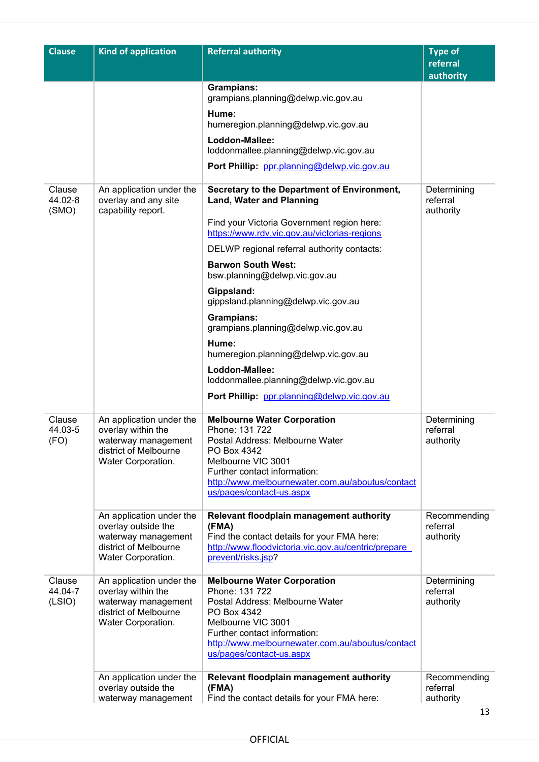| Clause | Kind of application | Referral authority | Type of referral authority |
|---|---|---|---|
| | | **Grampians:** grampians.planning@delwp.vic.gov.au<br>**Hume:** humeregion.planning@delwp.vic.gov.au<br>**Loddon-Mallee:** loddonmallee.planning@delwp.vic.gov.au<br>**Port Phillip:** ppr.planning@delwp.vic.gov.au | |
| Clause 44.02-8 (SMO) | An application under the overlay and any site capability report. | **Secretary to the Department of Environment, Land, Water and Planning**<br>Find your Victoria Government region here: https://www.rdv.vic.gov.au/victorias-regions<br>DELWP regional referral authority contacts:<br>**Barwon South West:** bsw.planning@delwp.vic.gov.au<br>**Gippsland:** gippsland.planning@delwp.vic.gov.au<br>**Grampians:** grampians.planning@delwp.vic.gov.au<br>**Hume:** humeregion.planning@delwp.vic.gov.au<br>**Loddon-Mallee:** loddonmallee.planning@delwp.vic.gov.au<br>**Port Phillip:** ppr.planning@delwp.vic.gov.au | Determining referral authority |
| Clause 44.03-5 (FO) | An application under the overlay within the waterway management district of Melbourne Water Corporation. | **Melbourne Water Corporation**<br>Phone: 131 722<br>Postal Address: Melbourne Water<br>PO Box 4342<br>Melbourne VIC 3001<br>Further contact information: http://www.melbournewater.com.au/aboutus/contactus/pages/contact-us.aspx | Determining referral authority |
| | An application under the overlay outside the waterway management district of Melbourne Water Corporation. | **Relevant floodplain management authority (FMA)**<br>Find the contact details for your FMA here: http://www.floodvictoria.vic.gov.au/centric/prepare_prevent/risks.jsp? | Recommending referral authority |
| Clause 44.04-7 (LSIO) | An application under the overlay within the waterway management district of Melbourne Water Corporation. | **Melbourne Water Corporation**<br>Phone: 131 722<br>Postal Address: Melbourne Water<br>PO Box 4342<br>Melbourne VIC 3001<br>Further contact information: http://www.melbournewater.com.au/aboutus/contactus/pages/contact-us.aspx | Determining referral authority |
| | An application under the overlay outside the waterway management | **Relevant floodplain management authority (FMA)**<br>Find the contact details for your FMA here: | Recommending referral authority |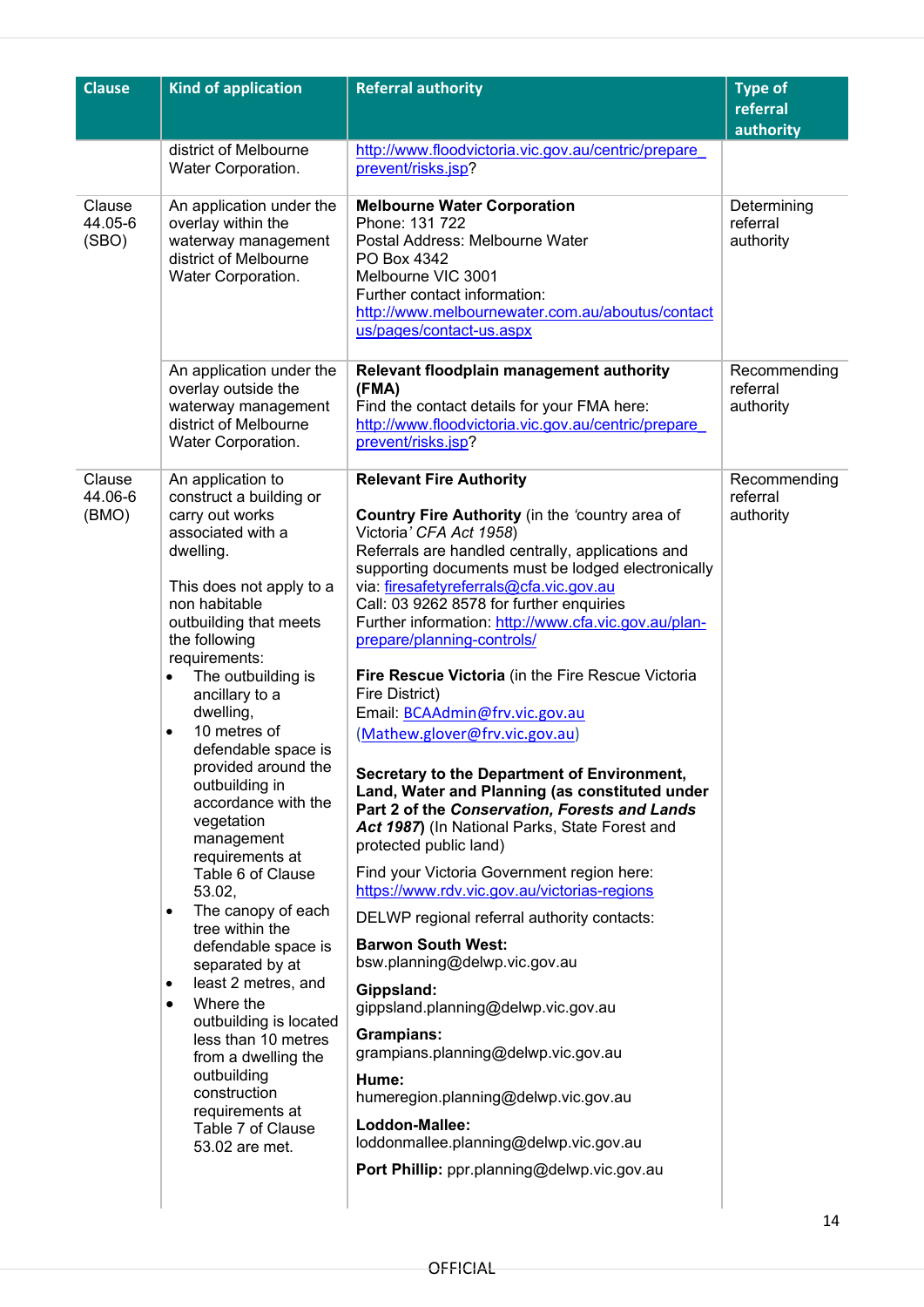| Clause | Kind of application | Referral authority | Type of referral authority |
|---|---|---|---|
| | district of Melbourne Water Corporation. | http://www.floodvictoria.vic.gov.au/centric/prepare_prevent/risks.jsp? | |
| Clause 44.05-6 (SBO) | An application under the overlay within the waterway management district of Melbourne Water Corporation. | **Melbourne Water Corporation**<br>Phone: 131 722<br>Postal Address: Melbourne Water<br>PO Box 4342<br>Melbourne VIC 3001<br>Further contact information:<br>http://www.melbournewater.com.au/aboutus/contactus/pages/contact-us.aspx | Determining referral authority |
| | An application under the overlay outside the waterway management district of Melbourne Water Corporation. | **Relevant floodplain management authority (FMA)**<br>Find the contact details for your FMA here:<br>http://www.floodvictoria.vic.gov.au/centric/prepare_prevent/risks.jsp? | Recommending referral authority |
| Clause 44.06-6 (BMO) | An application to construct a building or carry out works associated with a dwelling.<br><br>This does not apply to a non habitable outbuilding that meets the following requirements:<br>• The outbuilding is ancillary to a dwelling,<br>• 10 metres of defendable space is provided around the outbuilding in accordance with the vegetation management requirements at Table 6 of Clause 53.02,<br>• The canopy of each tree within the defendable space is separated by at<br>• least 2 metres, and<br>• Where the outbuilding is located less than 10 metres from a dwelling the outbuilding construction requirements at Table 7 of Clause 53.02 are met. | **Relevant Fire Authority**<br><br>**Country Fire Authority** (in the 'country area of Victoria' *CFA Act 1958*)<br>Referrals are handled centrally, applications and supporting documents must be lodged electronically via: firesafetyreferrals@cfa.vic.gov.au<br>Call: 03 9262 8578 for further enquiries<br>Further information: http://www.cfa.vic.gov.au/plan-prepare/planning-controls/<br><br>**Fire Rescue Victoria** (in the Fire Rescue Victoria Fire District)<br>Email: BCAAdmin@frv.vic.gov.au<br>(Mathew.glover@frv.vic.gov.au)<br><br>**Secretary to the Department of Environment, Land, Water and Planning (as constituted under Part 2 of the *Conservation, Forests and Lands Act 1987*)** (In National Parks, State Forest and protected public land)<br><br>Find your Victoria Government region here:<br>https://www.rdv.vic.gov.au/victorias-regions<br><br>DELWP regional referral authority contacts:<br><br>**Barwon South West:**<br>bsw.planning@delwp.vic.gov.au<br><br>**Gippsland:**<br>gippsland.planning@delwp.vic.gov.au<br><br>**Grampians:**<br>grampians.planning@delwp.vic.gov.au<br><br>**Hume:**<br>humeregion.planning@delwp.vic.gov.au<br><br>**Loddon-Mallee:**<br>loddonmallee.planning@delwp.vic.gov.au<br><br>**Port Phillip:** ppr.planning@delwp.vic.gov.au | Recommending referral authority |

OFFICIAL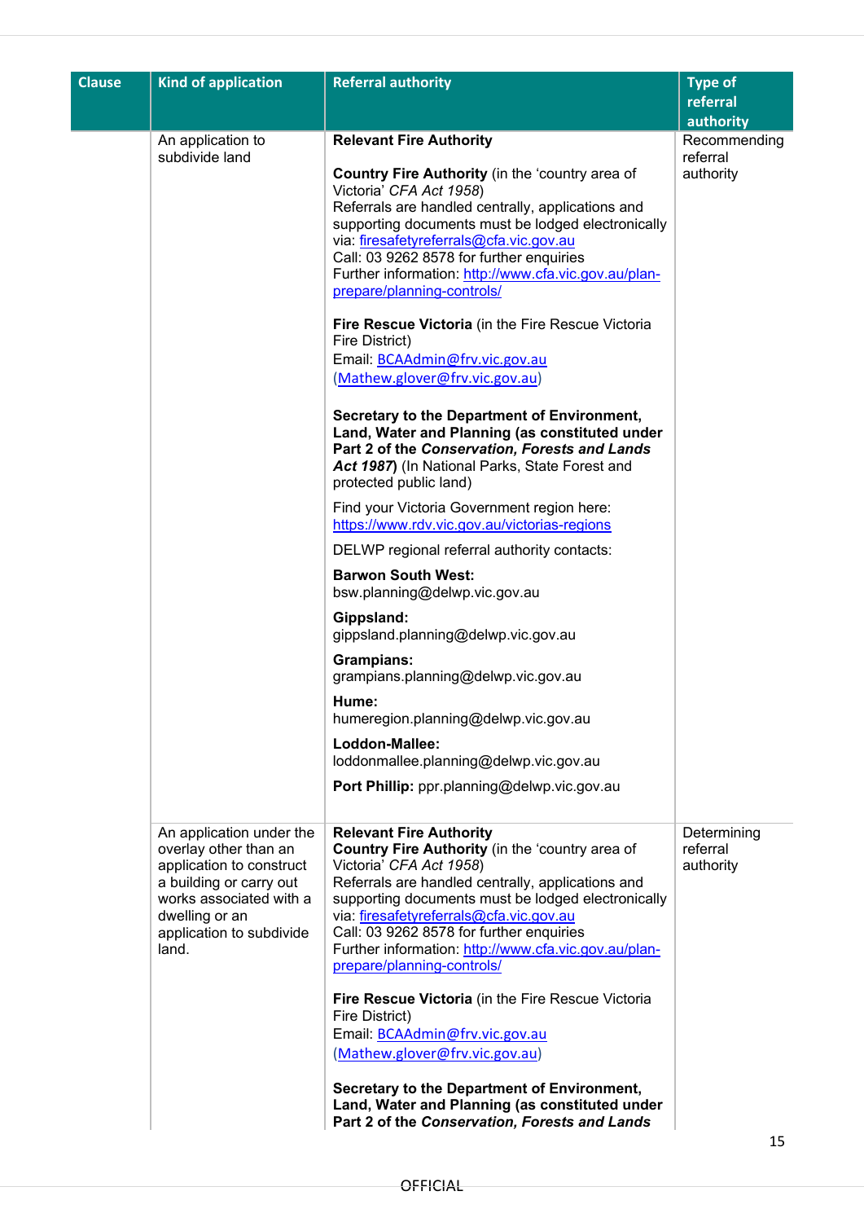| Clause | Kind of application | Referral authority | Type of referral authority |
|---|---|---|---|
| | An application to subdivide land | **Relevant Fire Authority**<br><br>**Country Fire Authority** (in the 'country area of Victoria' *CFA Act 1958*)<br>Referrals are handled centrally, applications and supporting documents must be lodged electronically via: firesafetyreferrals@cfa.vic.gov.au<br>Call: 03 9262 8578 for further enquiries<br>Further information: http://www.cfa.vic.gov.au/plan-prepare/planning-controls/<br><br>**Fire Rescue Victoria** (in the Fire Rescue Victoria Fire District)<br>Email: BCAAdmin@frv.vic.gov.au<br>(Mathew.glover@frv.vic.gov.au)<br><br>**Secretary to the Department of Environment, Land, Water and Planning (as constituted under Part 2 of the *Conservation, Forests and Lands Act 1987*)** (In National Parks, State Forest and protected public land)<br><br>Find your Victoria Government region here: https://www.rdv.vic.gov.au/victorias-regions<br><br>DELWP regional referral authority contacts:<br><br>**Barwon South West:**<br>bsw.planning@delwp.vic.gov.au<br><br>**Gippsland:**<br>gippsland.planning@delwp.vic.gov.au<br><br>**Grampians:**<br>grampians.planning@delwp.vic.gov.au<br><br>**Hume:**<br>humeregion.planning@delwp.vic.gov.au<br><br>**Loddon-Mallee:**<br>loddonmallee.planning@delwp.vic.gov.au<br><br>**Port Phillip:** ppr.planning@delwp.vic.gov.au | Recommending referral authority |
| | An application under the overlay other than an application to construct a building or carry out works associated with a dwelling or an application to subdivide land. | **Relevant Fire Authority**<br>**Country Fire Authority** (in the 'country area of Victoria' *CFA Act 1958*)<br>Referrals are handled centrally, applications and supporting documents must be lodged electronically via: firesafetyreferrals@cfa.vic.gov.au<br>Call: 03 9262 8578 for further enquiries<br>Further information: http://www.cfa.vic.gov.au/plan-prepare/planning-controls/<br><br>**Fire Rescue Victoria** (in the Fire Rescue Victoria Fire District)<br>Email: BCAAdmin@frv.vic.gov.au<br>(Mathew.glover@frv.vic.gov.au)<br><br>**Secretary to the Department of Environment, Land, Water and Planning (as constituted under Part 2 of the *Conservation, Forests and Lands*** | Determining referral authority |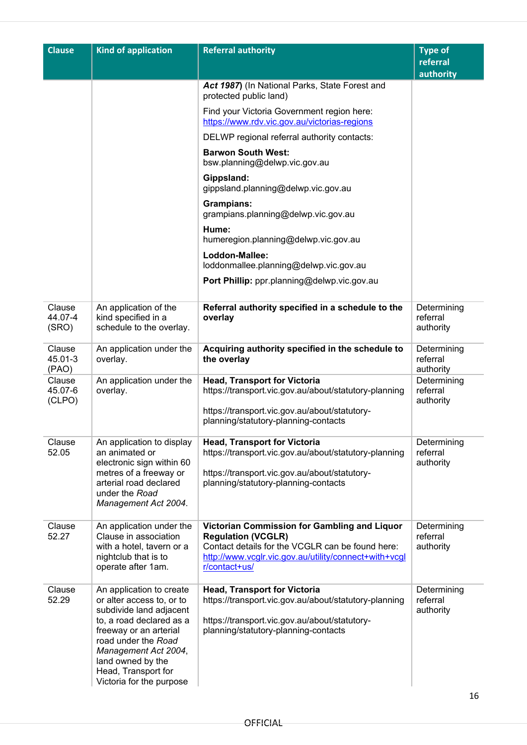| Clause | Kind of application | Referral authority | Type of referral authority |
|---|---|---|---|
| | | ***Act 1987***) (In National Parks, State Forest and protected public land)<br><br>Find your Victoria Government region here: [https://www.rdv.vic.gov.au/victorias-regions](https://www.rdv.vic.gov.au/victorias-regions)<br><br>DELWP regional referral authority contacts:<br><br>**Barwon South West:** bsw.planning@delwp.vic.gov.au<br><br>**Gippsland:** gippsland.planning@delwp.vic.gov.au<br><br>**Grampians:** grampians.planning@delwp.vic.gov.au<br><br>**Hume:** humeregion.planning@delwp.vic.gov.au<br><br>**Loddon-Mallee:** loddonmallee.planning@delwp.vic.gov.au<br><br>**Port Phillip:** ppr.planning@delwp.vic.gov.au | |
| Clause 44.07-4 (SRO) | An application of the kind specified in a schedule to the overlay. | **Referral authority specified in a schedule to the overlay** | Determining referral authority |
| Clause 45.01-3 (PAO) | An application under the overlay. | **Acquiring authority specified in the schedule to the overlay** | Determining referral authority |
| Clause 45.07-6 (CLPO) | An application under the overlay. | **Head, Transport for Victoria**<br>https://transport.vic.gov.au/about/statutory-planning<br><br>https://transport.vic.gov.au/about/statutory-planning/statutory-planning-contacts | Determining referral authority |
| Clause 52.05 | An application to display an animated or electronic sign within 60 metres of a freeway or arterial road declared under the *Road Management Act 2004*. | **Head, Transport for Victoria**<br>https://transport.vic.gov.au/about/statutory-planning<br><br>https://transport.vic.gov.au/about/statutory-planning/statutory-planning-contacts | Determining referral authority |
| Clause 52.27 | An application under the Clause in association with a hotel, tavern or a nightclub that is to operate after 1am. | **Victorian Commission for Gambling and Liquor Regulation (VCGLR)**<br>Contact details for the VCGLR can be found here: [http://www.vcglr.vic.gov.au/utility/connect+with+vcglr/contact+us/](http://www.vcglr.vic.gov.au/utility/connect+with+vcglr/contact+us/) | Determining referral authority |
| Clause 52.29 | An application to create or alter access to, or to subdivide land adjacent to, a road declared as a freeway or an arterial road under the *Road Management Act 2004*, land owned by the Head, Transport for Victoria for the purpose | **Head, Transport for Victoria**<br>https://transport.vic.gov.au/about/statutory-planning<br><br>https://transport.vic.gov.au/about/statutory-planning/statutory-planning-contacts | Determining referral authority |

OFFICIAL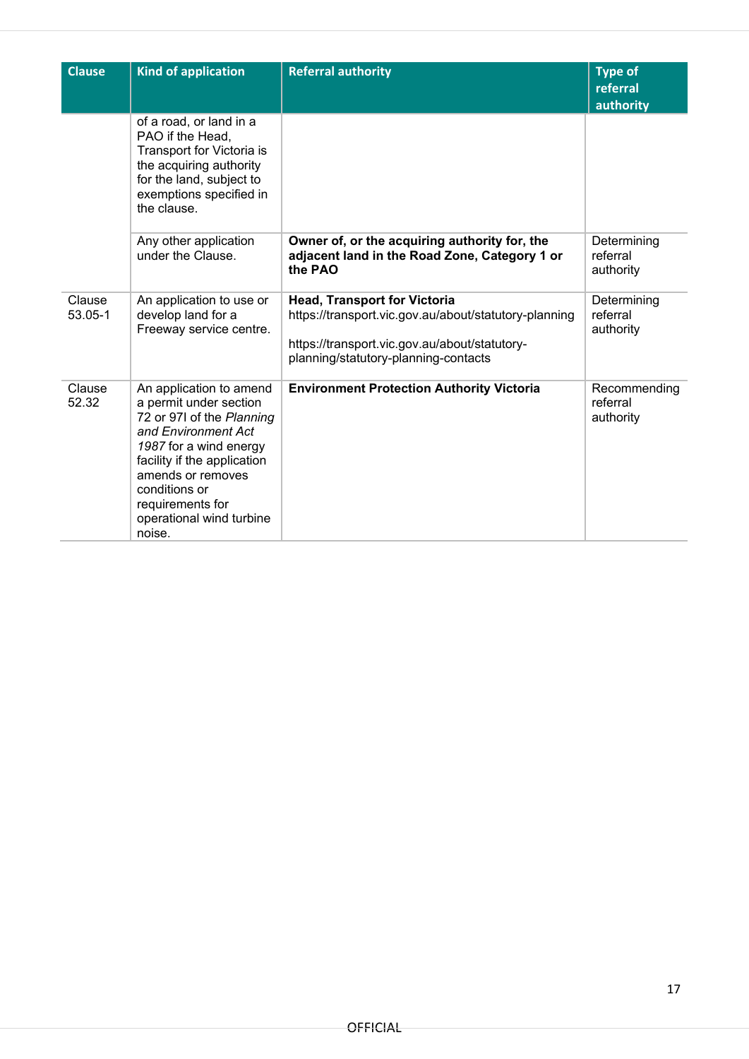| Clause | Kind of application | Referral authority | Type of referral authority |
|---|---|---|---|
| | of a road, or land in a PAO if the Head, Transport for Victoria is the acquiring authority for the land, subject to exemptions specified in the clause. | | |
| | Any other application under the Clause. | **Owner of, or the acquiring authority for, the adjacent land in the Road Zone, Category 1 or the PAO** | Determining referral authority |
| Clause 53.05-1 | An application to use or develop land for a Freeway service centre. | **Head, Transport for Victoria** https://transport.vic.gov.au/about/statutory-planning https://transport.vic.gov.au/about/statutory-planning/statutory-planning-contacts | Determining referral authority |
| Clause 52.32 | An application to amend a permit under section 72 or 97I of the *Planning and Environment Act 1987* for a wind energy facility if the application amends or removes conditions or requirements for operational wind turbine noise. | **Environment Protection Authority Victoria** | Recommending referral authority |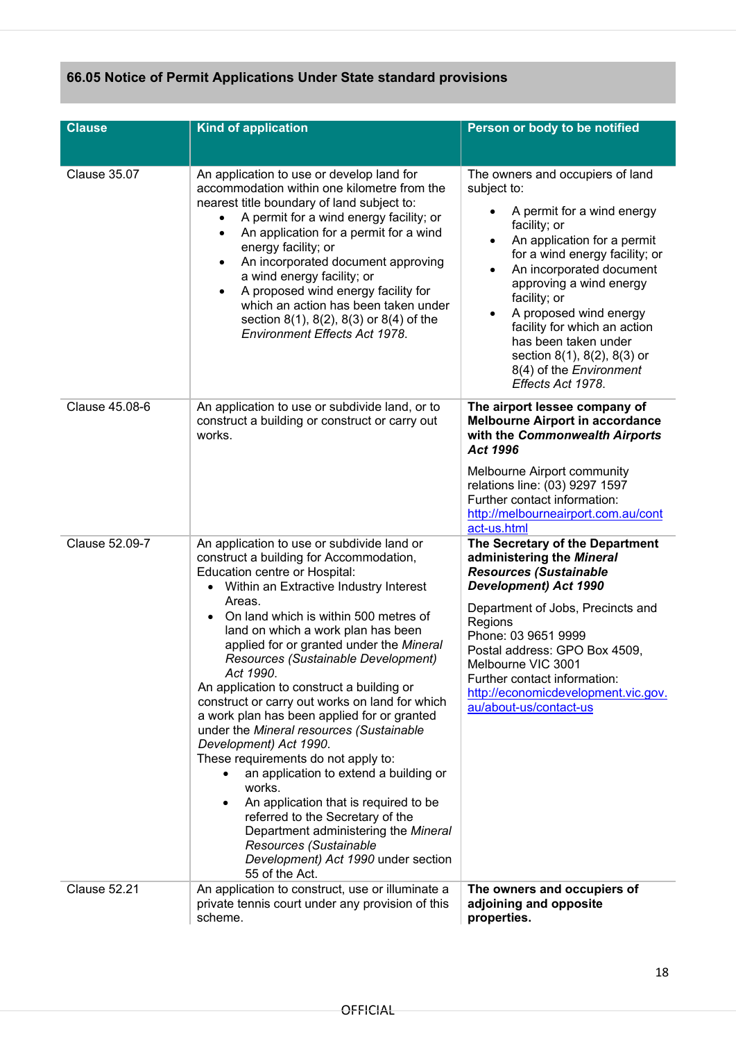## 66.05 Notice of Permit Applications Under State standard provisions

| Clause | Kind of application | Person or body to be notified |
|---|---|---|
| Clause 35.07 | An application to use or develop land for accommodation within one kilometre from the nearest title boundary of land subject to:<br>• A permit for a wind energy facility; or<br>• An application for a permit for a wind energy facility; or<br>• An incorporated document approving a wind energy facility; or<br>• A proposed wind energy facility for which an action has been taken under section 8(1), 8(2), 8(3) or 8(4) of the *Environment Effects Act 1978*. | The owners and occupiers of land subject to:<br>• A permit for a wind energy facility; or<br>• An application for a permit for a wind energy facility; or<br>• An incorporated document approving a wind energy facility; or<br>• A proposed wind energy facility for which an action has been taken under section 8(1), 8(2), 8(3) or 8(4) of the *Environment Effects Act 1978*. |
| Clause 45.08-6 | An application to use or subdivide land, or to construct a building or construct or carry out works. | **The airport lessee company of Melbourne Airport in accordance with the *Commonwealth Airports Act 1996***<br>Melbourne Airport community relations line: (03) 9297 1597<br>Further contact information: http://melbourneairport.com.au/contact-us.html |
| Clause 52.09-7 | An application to use or subdivide land or construct a building for Accommodation, Education centre or Hospital:<br>• Within an Extractive Industry Interest Areas.<br>• On land which is within 500 metres of land on which a work plan has been applied for or granted under the *Mineral Resources (Sustainable Development) Act 1990*.<br>An application to construct a building or construct or carry out works on land for which a work plan has been applied for or granted under the *Mineral resources (Sustainable Development) Act 1990*.<br>These requirements do not apply to:<br>• an application to extend a building or works.<br>• An application that is required to be referred to the Secretary of the Department administering the *Mineral Resources (Sustainable Development) Act 1990* under section 55 of the Act. | **The Secretary of the Department administering the *Mineral Resources (Sustainable Development) Act 1990***<br>Department of Jobs, Precincts and Regions<br>Phone: 03 9651 9999<br>Postal address: GPO Box 4509, Melbourne VIC 3001<br>Further contact information: http://economicdevelopment.vic.gov.au/about-us/contact-us |
| Clause 52.21 | An application to construct, use or illuminate a private tennis court under any provision of this scheme. | **The owners and occupiers of adjoining and opposite properties.** |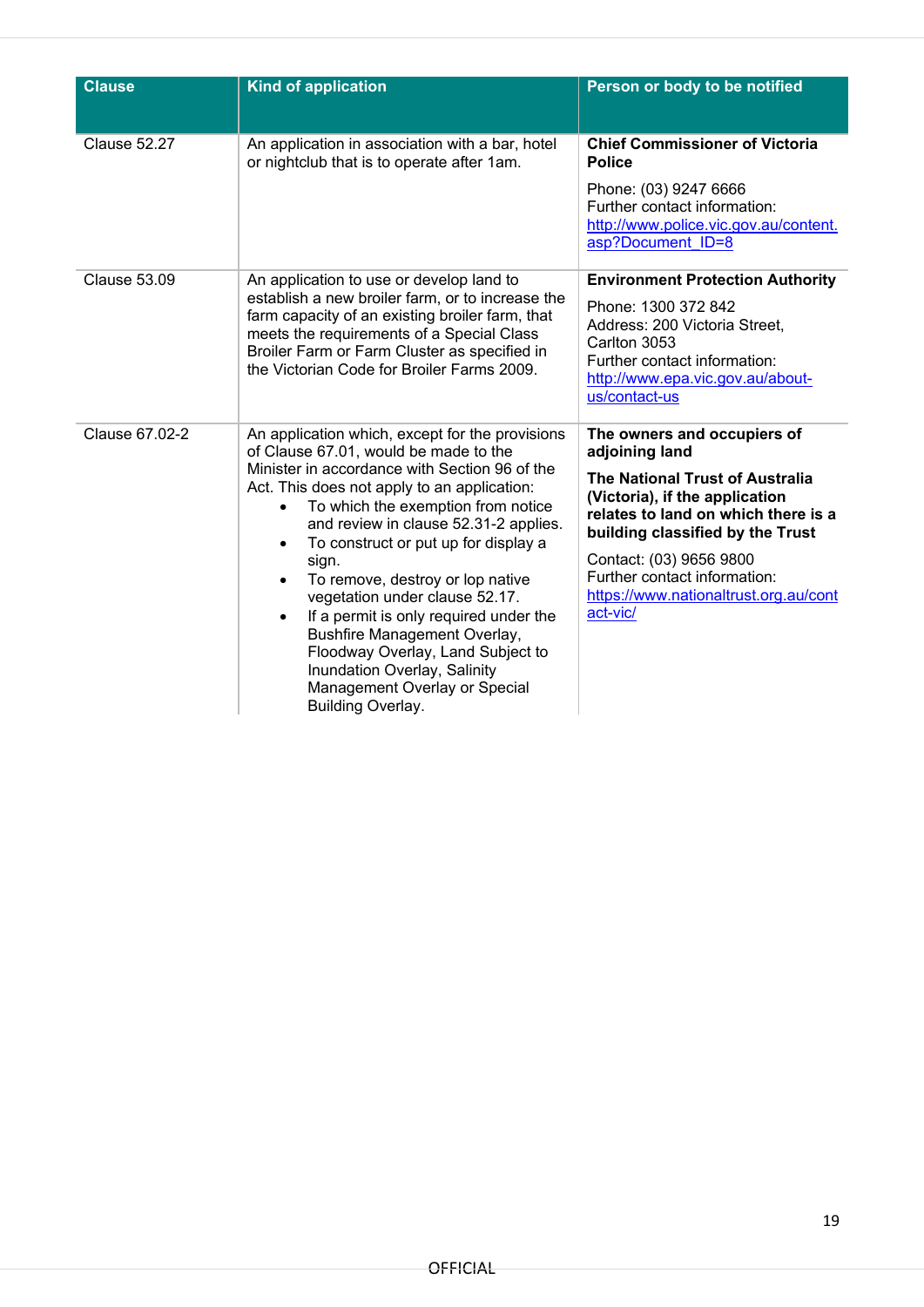| Clause | Kind of application | Person or body to be notified |
|---|---|---|
| Clause 52.27 | An application in association with a bar, hotel or nightclub that is to operate after 1am. | **Chief Commissioner of Victoria Police**<br><br>Phone: (03) 9247 6666<br>Further contact information:<br>http://www.police.vic.gov.au/content.asp?Document_ID=8 |
| Clause 53.09 | An application to use or develop land to establish a new broiler farm, or to increase the farm capacity of an existing broiler farm, that meets the requirements of a Special Class Broiler Farm or Farm Cluster as specified in the Victorian Code for Broiler Farms 2009. | **Environment Protection Authority**<br><br>Phone: 1300 372 842<br>Address: 200 Victoria Street, Carlton 3053<br>Further contact information:<br>http://www.epa.vic.gov.au/about-us/contact-us |
| Clause 67.02-2 | An application which, except for the provisions of Clause 67.01, would be made to the Minister in accordance with Section 96 of the Act. This does not apply to an application:<br>• To which the exemption from notice and review in clause 52.31-2 applies.<br>• To construct or put up for display a sign.<br>• To remove, destroy or lop native vegetation under clause 52.17.<br>• If a permit is only required under the Bushfire Management Overlay, Floodway Overlay, Land Subject to Inundation Overlay, Salinity Management Overlay or Special Building Overlay. | **The owners and occupiers of adjoining land**<br><br>**The National Trust of Australia (Victoria), if the application relates to land on which there is a building classified by the Trust**<br><br>Contact: (03) 9656 9800<br>Further contact information:<br>https://www.nationaltrust.org.au/contact-vic/ |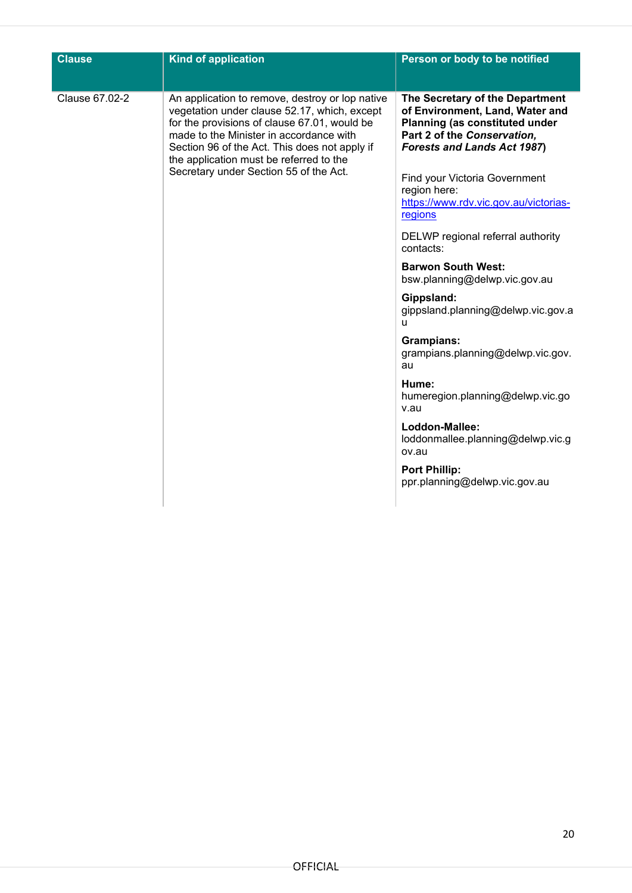| Clause | Kind of application | Person or body to be notified |
|---|---|---|
| Clause 67.02-2 | An application to remove, destroy or lop native vegetation under clause 52.17, which, except for the provisions of clause 67.01, would be made to the Minister in accordance with Section 96 of the Act. This does not apply if the application must be referred to the Secretary under Section 55 of the Act. | **The Secretary of the Department of Environment, Land, Water and Planning (as constituted under Part 2 of the *Conservation, Forests and Lands Act 1987*)**<br><br>Find your Victoria Government region here: [https://www.rdv.vic.gov.au/victorias-regions](https://www.rdv.vic.gov.au/victorias-regions)<br><br>DELWP regional referral authority contacts:<br><br>**Barwon South West:** bsw.planning@delwp.vic.gov.au<br><br>**Gippsland:** gippsland.planning@delwp.vic.gov.au<br><br>**Grampians:** grampians.planning@delwp.vic.gov.au<br><br>**Hume:** humeregion.planning@delwp.vic.gov.au<br><br>**Loddon-Mallee:** loddonmallee.planning@delwp.vic.gov.au<br><br>**Port Phillip:** ppr.planning@delwp.vic.gov.au |

OFFICIAL